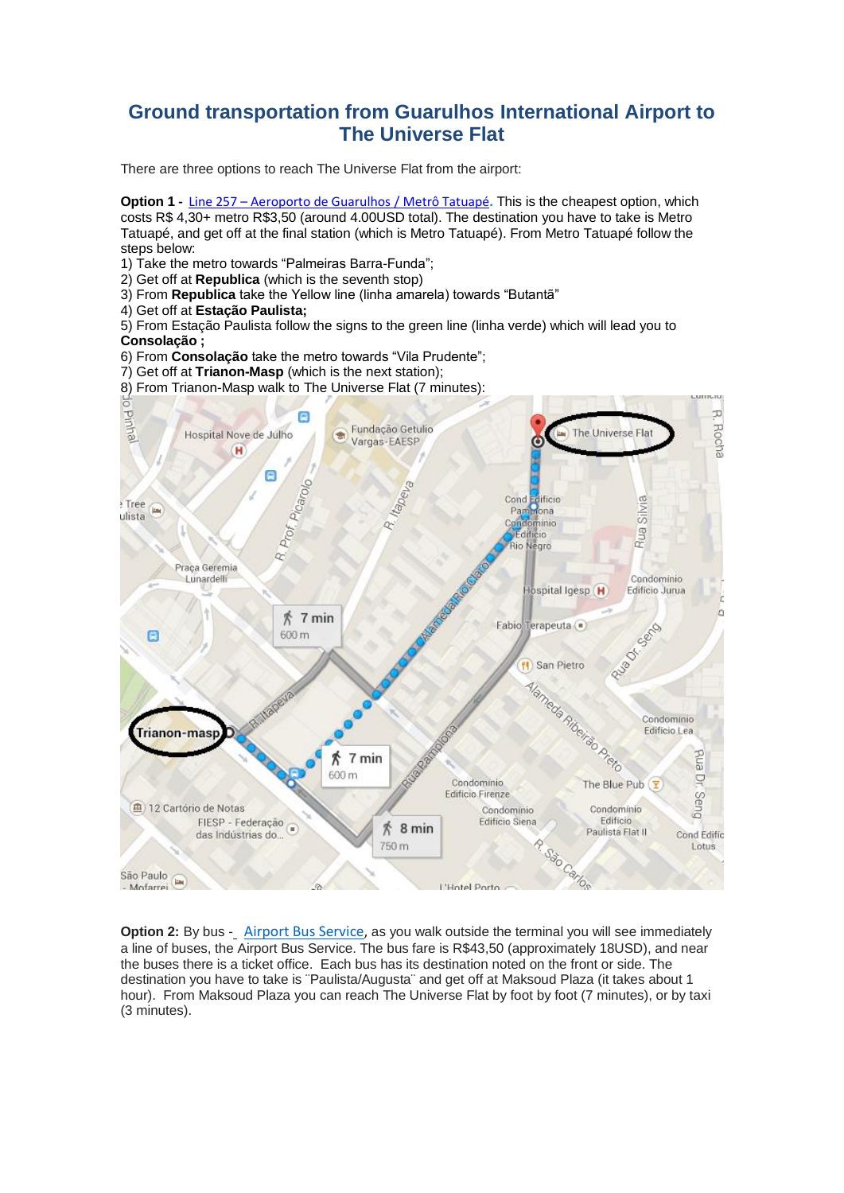# Ground transportation from Guarulhos International Airport to The Universe Flat

There are three options to reach The Universe Flat from the airport:

**Option 1 -** Line 257 – Aeroporto de Guarulhos / Metrô Tatuapé. This is the cheapest option, which costs R$ 4,30+ metro R$3,50 (around 4.00USD total). The destination you have to take is Metro Tatuapé, and get off at the final station (which is Metro Tatuapé). From Metro Tatuapé follow the steps below:

1) Take the metro towards "Palmeiras Barra-Funda";
2) Get off at **Republica** (which is the seventh stop)
3) From **Republica** take the Yellow line (linha amarela) towards "Butantã"
4) Get off at **Estação Paulista;**
5) From Estação Paulista follow the signs to the green line (linha verde) which will lead you to **Consolação ;**
6) From **Consolação** take the metro towards "Vila Prudente";
7) Get off at **Trianon-Masp** (which is the next station);
8) From Trianon-Masp walk to The Universe Flat (7 minutes):

**Option 2:** By bus - Airport Bus Service, as you walk outside the terminal you will see immediately a line of buses, the Airport Bus Service. The bus fare is R$43,50 (approximately 18USD), and near the buses there is a ticket office. Each bus has its destination noted on the front or side. The destination you have to take is ¨Paulista/Augusta¨ and get off at Maksoud Plaza (it takes about 1 hour). From Maksoud Plaza you can reach The Universe Flat by foot by foot (7 minutes), or by taxi (3 minutes).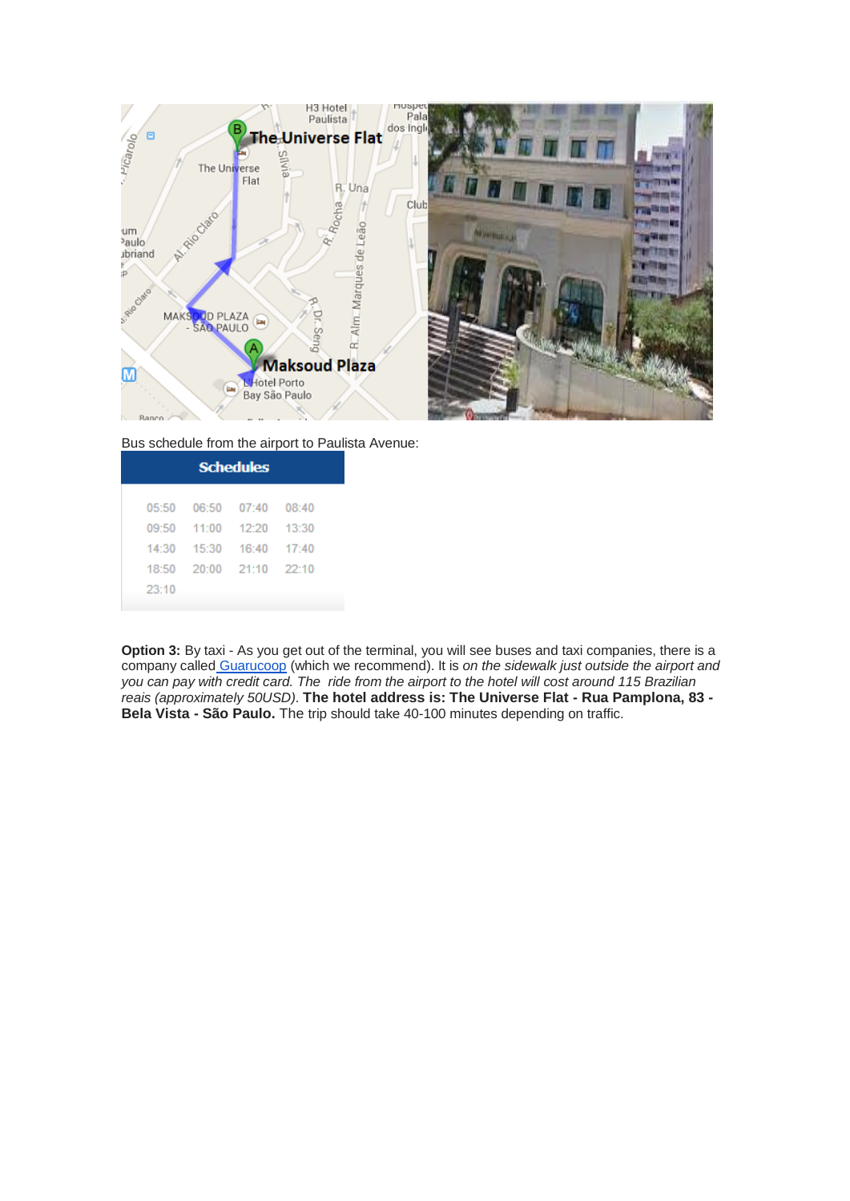Bus schedule from the airport to Paulista Avenue:

**Schedules**

| | | | |
|---|---|---|---|
| 05:50 | 06:50 | 07:40 | 08:40 |
| 09:50 | 11:00 | 12:20 | 13:30 |
| 14:30 | 15:30 | 16:40 | 17:40 |
| 18:50 | 20:00 | 21:10 | 22:10 |
| 23:10 | | | |

**Option 3:** By taxi - As you get out of the terminal, you will see buses and taxi companies, there is a company called Guarucoop (which we recommend). It is *on the sidewalk just outside the airport and you can pay with credit card. The ride from the airport to the hotel will cost around 115 Brazilian reais (approximately 50USD).* **The hotel address is: The Universe Flat - Rua Pamplona, 83 - Bela Vista - São Paulo.** The trip should take 40-100 minutes depending on traffic.